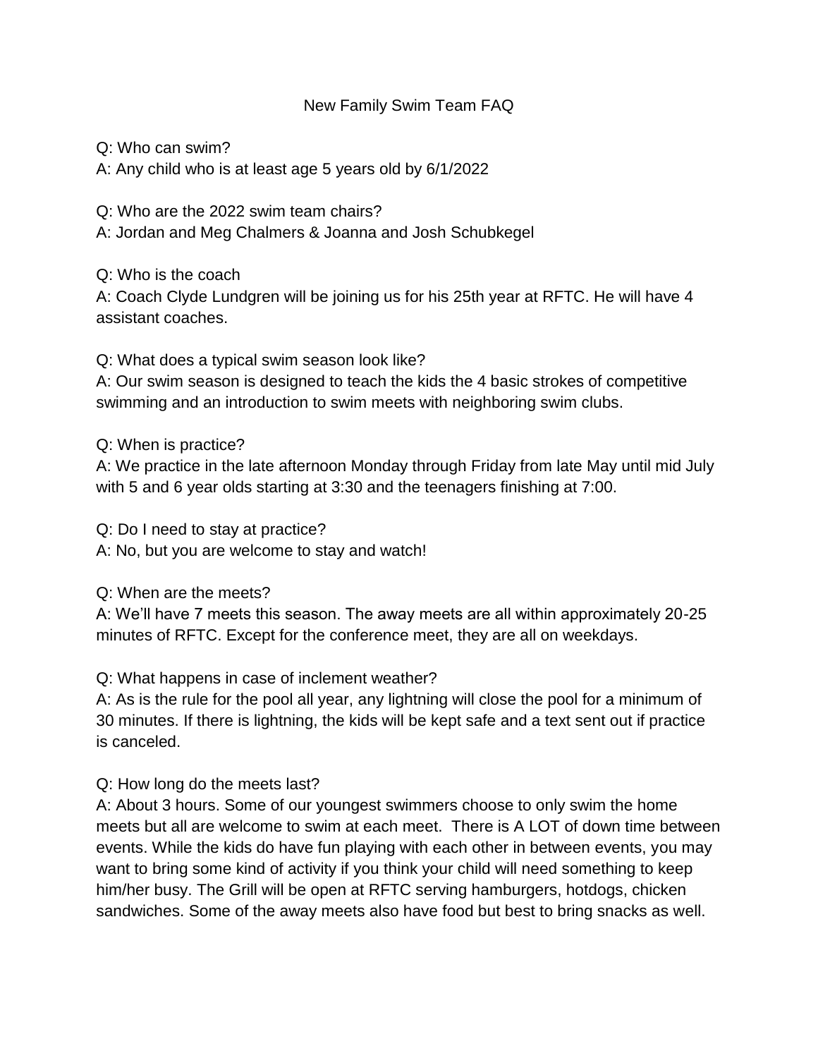# New Family Swim Team FAQ

Q: Who can swim?
A: Any child who is at least age 5 years old by 6/1/2022

Q: Who are the 2022 swim team chairs?
A: Jordan and Meg Chalmers & Joanna and Josh Schubkegel

Q: Who is the coach
A: Coach Clyde Lundgren will be joining us for his 25th year at RFTC. He will have 4 assistant coaches.

Q: What does a typical swim season look like?
A: Our swim season is designed to teach the kids the 4 basic strokes of competitive swimming and an introduction to swim meets with neighboring swim clubs.

Q: When is practice?
A: We practice in the late afternoon Monday through Friday from late May until mid July with 5 and 6 year olds starting at 3:30 and the teenagers finishing at 7:00.

Q: Do I need to stay at practice?
A: No, but you are welcome to stay and watch!

Q: When are the meets?
A: We'll have 7 meets this season. The away meets are all within approximately 20-25 minutes of RFTC. Except for the conference meet, they are all on weekdays.

Q: What happens in case of inclement weather?
A: As is the rule for the pool all year, any lightning will close the pool for a minimum of 30 minutes. If there is lightning, the kids will be kept safe and a text sent out if practice is canceled.

Q: How long do the meets last?
A: About 3 hours. Some of our youngest swimmers choose to only swim the home meets but all are welcome to swim at each meet. There is A LOT of down time between events. While the kids do have fun playing with each other in between events, you may want to bring some kind of activity if you think your child will need something to keep him/her busy. The Grill will be open at RFTC serving hamburgers, hotdogs, chicken sandwiches. Some of the away meets also have food but best to bring snacks as well.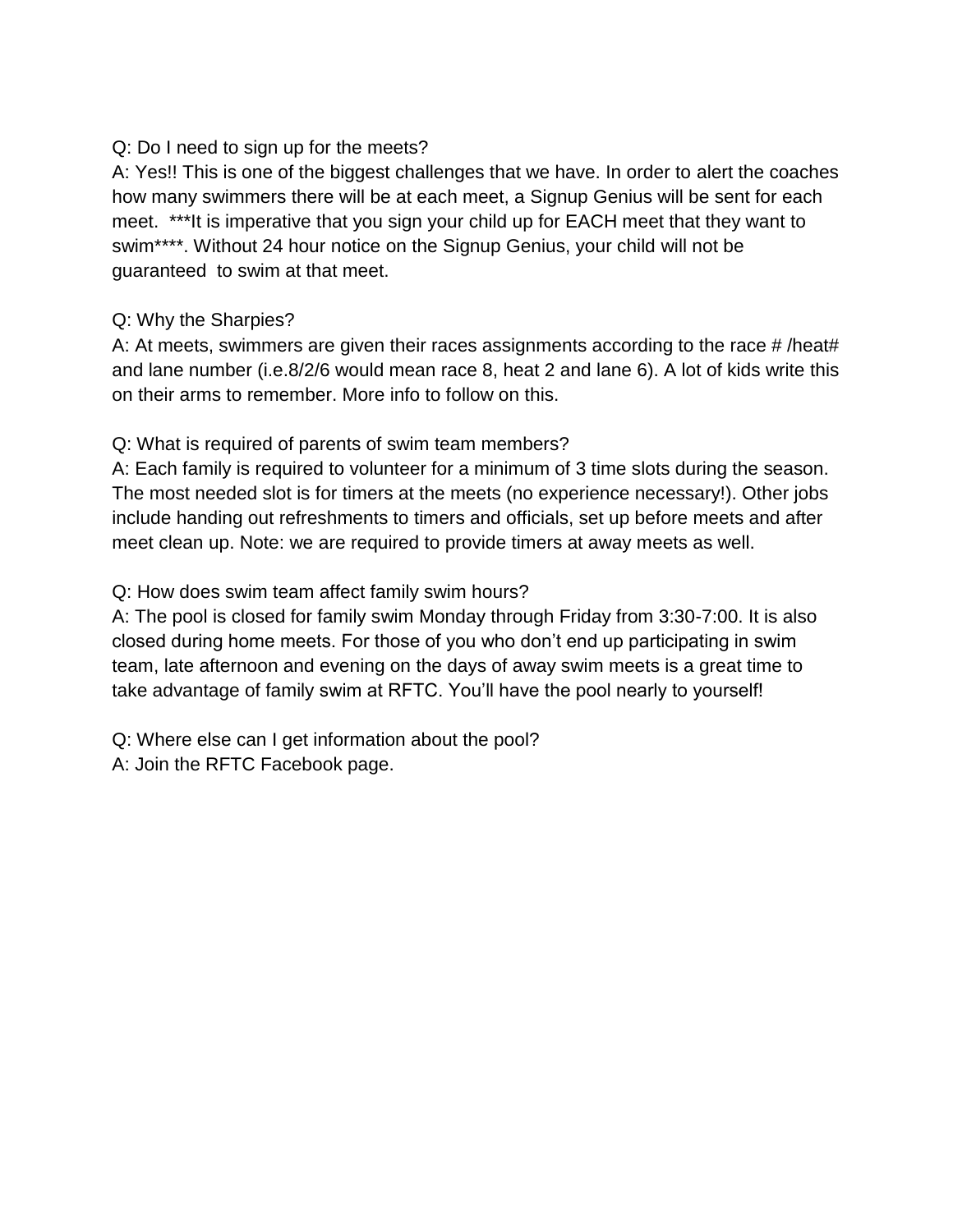Q: Do I need to sign up for the meets?

A: Yes!! This is one of the biggest challenges that we have. In order to alert the coaches how many swimmers there will be at each meet, a Signup Genius will be sent for each meet. ***It is imperative that you sign your child up for EACH meet that they want to swim****. Without 24 hour notice on the Signup Genius, your child will not be guaranteed to swim at that meet.

Q: Why the Sharpies?

A: At meets, swimmers are given their races assignments according to the race # /heat# and lane number (i.e.8/2/6 would mean race 8, heat 2 and lane 6). A lot of kids write this on their arms to remember. More info to follow on this.

Q: What is required of parents of swim team members?

A: Each family is required to volunteer for a minimum of 3 time slots during the season. The most needed slot is for timers at the meets (no experience necessary!). Other jobs include handing out refreshments to timers and officials, set up before meets and after meet clean up. Note: we are required to provide timers at away meets as well.

Q: How does swim team affect family swim hours?

A: The pool is closed for family swim Monday through Friday from 3:30-7:00. It is also closed during home meets. For those of you who don't end up participating in swim team, late afternoon and evening on the days of away swim meets is a great time to take advantage of family swim at RFTC. You'll have the pool nearly to yourself!

Q: Where else can I get information about the pool?

A: Join the RFTC Facebook page.